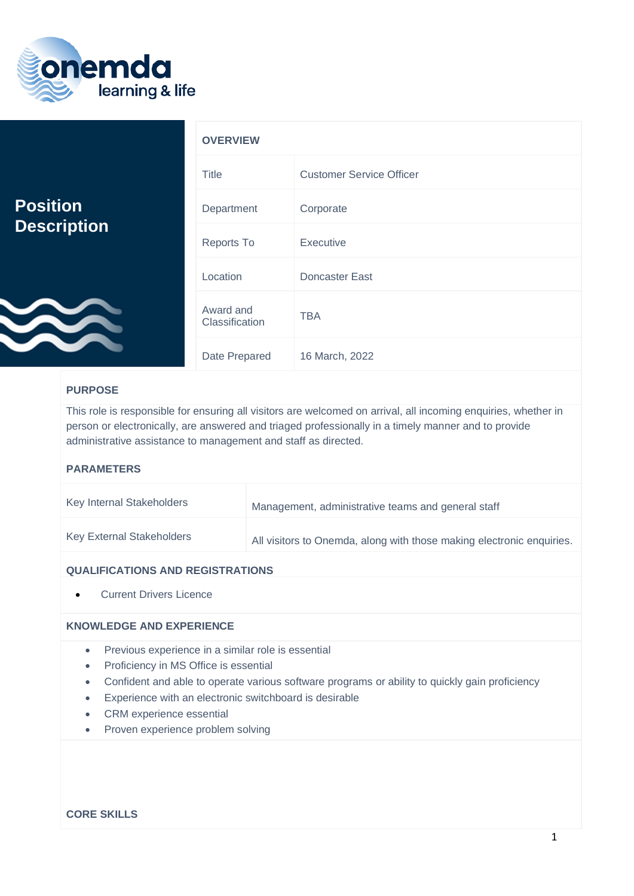onemda learning & life

# Position Description

## OVERVIEW

| | |
|---|---|
| Title | Customer Service Officer |
| Department | Corporate |
| Reports To | Executive |
| Location | Doncaster East |
| Award and Classification | TBA |
| Date Prepared | 16 March, 2022 |

## PURPOSE

This role is responsible for ensuring all visitors are welcomed on arrival, all incoming enquiries, whether in person or electronically, are answered and triaged professionally in a timely manner and to provide administrative assistance to management and staff as directed.

## PARAMETERS

| | |
|---|---|
| Key Internal Stakeholders | Management, administrative teams and general staff |
| Key External Stakeholders | All visitors to Onemda, along with those making electronic enquiries. |

## QUALIFICATIONS AND REGISTRATIONS

- Current Drivers Licence

## KNOWLEDGE AND EXPERIENCE

- Previous experience in a similar role is essential
- Proficiency in MS Office is essential
- Confident and able to operate various software programs or ability to quickly gain proficiency
- Experience with an electronic switchboard is desirable
- CRM experience essential
- Proven experience problem solving

## CORE SKILLS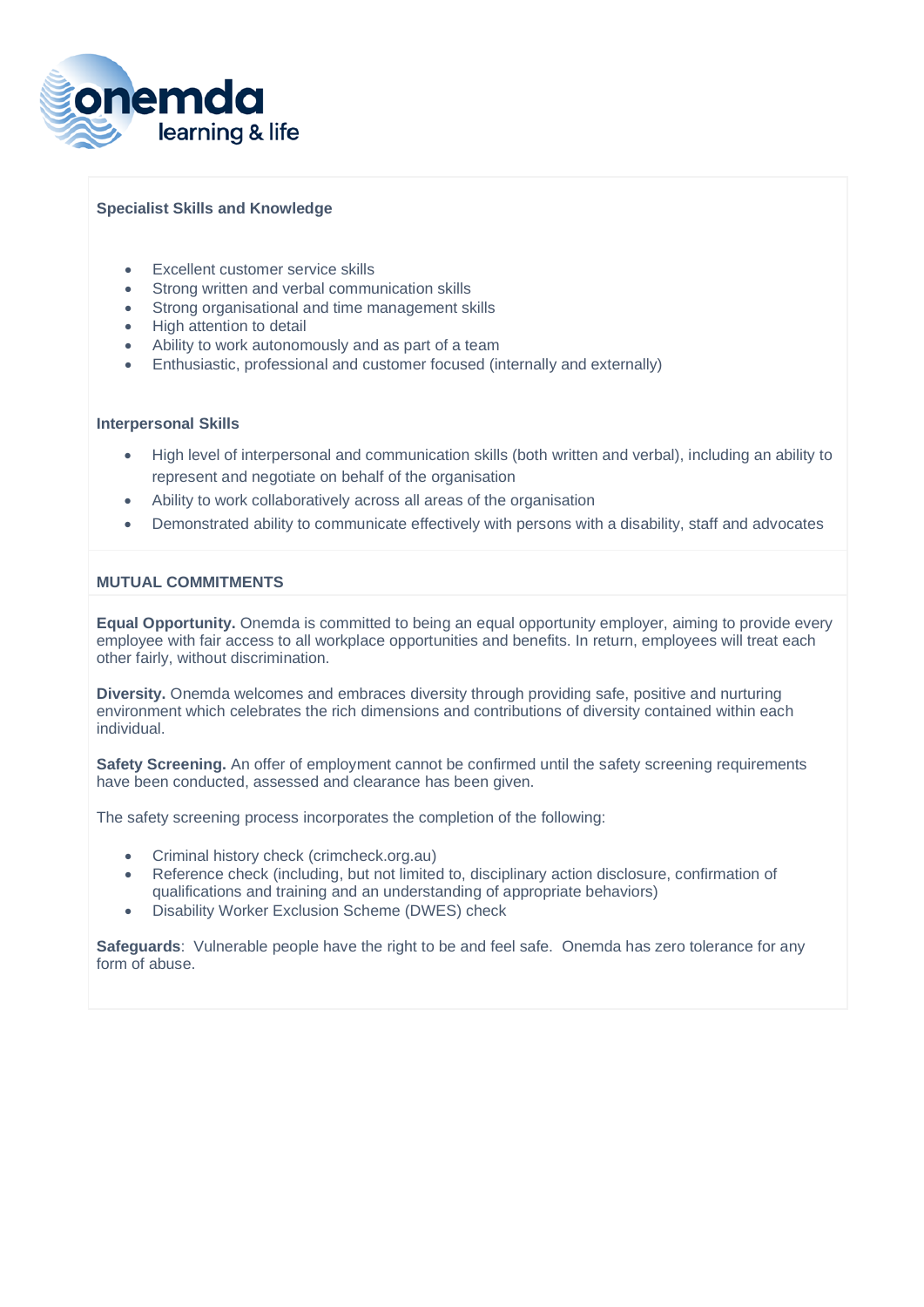**Specialist Skills and Knowledge**

- Excellent customer service skills
- Strong written and verbal communication skills
- Strong organisational and time management skills
- High attention to detail
- Ability to work autonomously and as part of a team
- Enthusiastic, professional and customer focused (internally and externally)

**Interpersonal Skills**

- High level of interpersonal and communication skills (both written and verbal), including an ability to represent and negotiate on behalf of the organisation
- Ability to work collaboratively across all areas of the organisation
- Demonstrated ability to communicate effectively with persons with a disability, staff and advocates

**MUTUAL COMMITMENTS**

**Equal Opportunity.** Onemda is committed to being an equal opportunity employer, aiming to provide every employee with fair access to all workplace opportunities and benefits. In return, employees will treat each other fairly, without discrimination.

**Diversity.** Onemda welcomes and embraces diversity through providing safe, positive and nurturing environment which celebrates the rich dimensions and contributions of diversity contained within each individual.

**Safety Screening.** An offer of employment cannot be confirmed until the safety screening requirements have been conducted, assessed and clearance has been given.

The safety screening process incorporates the completion of the following:

- Criminal history check (crimcheck.org.au)
- Reference check (including, but not limited to, disciplinary action disclosure, confirmation of qualifications and training and an understanding of appropriate behaviors)
- Disability Worker Exclusion Scheme (DWES) check

**Safeguards**: Vulnerable people have the right to be and feel safe. Onemda has zero tolerance for any form of abuse.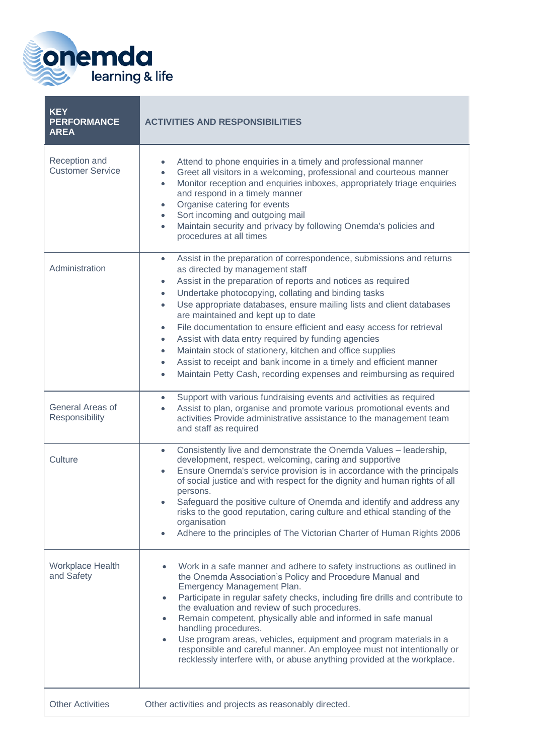| KEY PERFORMANCE AREA | ACTIVITIES AND RESPONSIBILITIES |
|---|---|
| Reception and Customer Service | • Attend to phone enquiries in a timely and professional manner<br>• Greet all visitors in a welcoming, professional and courteous manner<br>• Monitor reception and enquiries inboxes, appropriately triage enquiries and respond in a timely manner<br>• Organise catering for events<br>• Sort incoming and outgoing mail<br>• Maintain security and privacy by following Onemda's policies and procedures at all times |
| Administration | • Assist in the preparation of correspondence, submissions and returns as directed by management staff<br>• Assist in the preparation of reports and notices as required<br>• Undertake photocopying, collating and binding tasks<br>• Use appropriate databases, ensure mailing lists and client databases are maintained and kept up to date<br>• File documentation to ensure efficient and easy access for retrieval<br>• Assist with data entry required by funding agencies<br>• Maintain stock of stationery, kitchen and office supplies<br>• Assist to receipt and bank income in a timely and efficient manner<br>• Maintain Petty Cash, recording expenses and reimbursing as required |
| General Areas of Responsibility | • Support with various fundraising events and activities as required<br>• Assist to plan, organise and promote various promotional events and activities Provide administrative assistance to the management team and staff as required |
| Culture | • Consistently live and demonstrate the Onemda Values – leadership, development, respect, welcoming, caring and supportive<br>• Ensure Onemda's service provision is in accordance with the principals of social justice and with respect for the dignity and human rights of all persons.<br>• Safeguard the positive culture of Onemda and identify and address any risks to the good reputation, caring culture and ethical standing of the organisation<br>• Adhere to the principles of The Victorian Charter of Human Rights 2006 |
| Workplace Health and Safety | • Work in a safe manner and adhere to safety instructions as outlined in the Onemda Association's Policy and Procedure Manual and Emergency Management Plan.<br>• Participate in regular safety checks, including fire drills and contribute to the evaluation and review of such procedures.<br>• Remain competent, physically able and informed in safe manual handling procedures.<br>• Use program areas, vehicles, equipment and program materials in a responsible and careful manner. An employee must not intentionally or recklessly interfere with, or abuse anything provided at the workplace. |
| Other Activities | Other activities and projects as reasonably directed. |